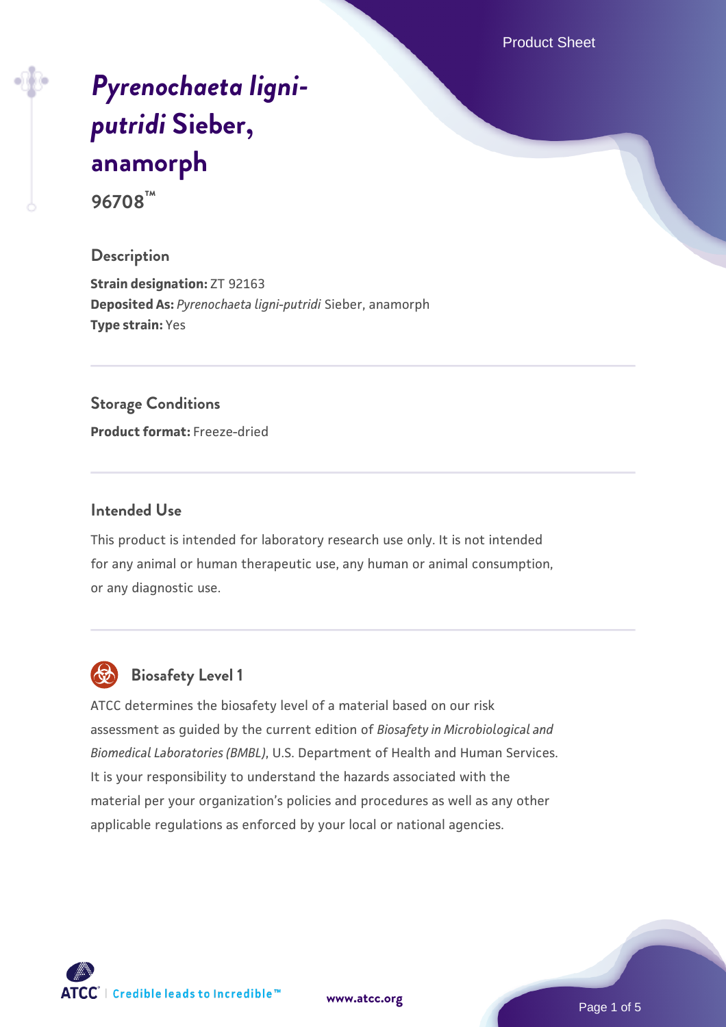# *Pyrenochaeta ligni-putridi* Sieber, anamorph

**96708™**

## Description

**Strain designation:** ZT 92163
**Deposited As:** *Pyrenochaeta ligni-putridi* Sieber, anamorph
**Type strain:** Yes

## Storage Conditions

**Product format:** Freeze-dried

## Intended Use

This product is intended for laboratory research use only. It is not intended for any animal or human therapeutic use, any human or animal consumption, or any diagnostic use.

## Biosafety Level 1

ATCC determines the biosafety level of a material based on our risk assessment as guided by the current edition of *Biosafety in Microbiological and Biomedical Laboratories (BMBL)*, U.S. Department of Health and Human Services. It is your responsibility to understand the hazards associated with the material per your organization's policies and procedures as well as any other applicable regulations as enforced by your local or national agencies.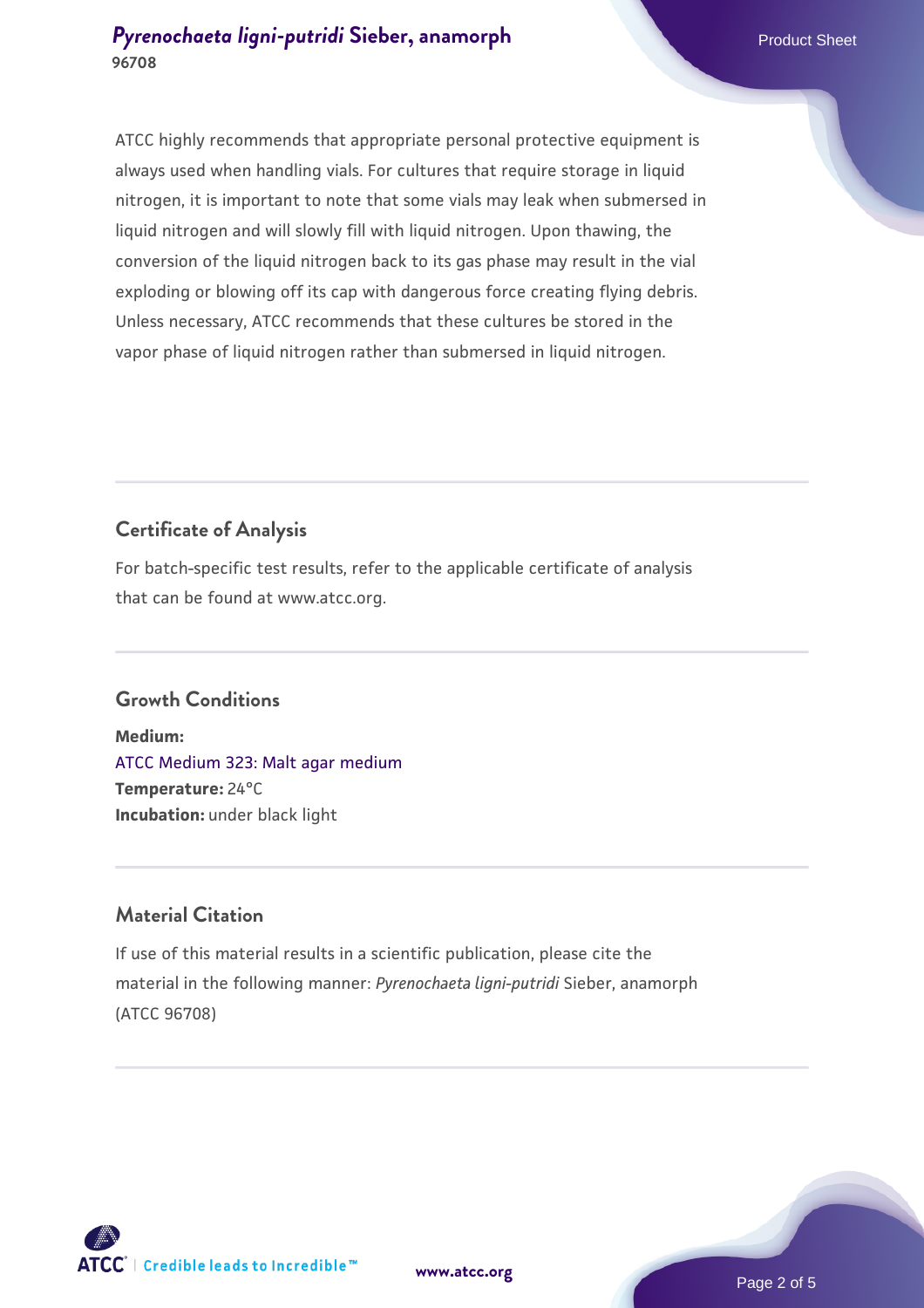ATCC highly recommends that appropriate personal protective equipment is always used when handling vials. For cultures that require storage in liquid nitrogen, it is important to note that some vials may leak when submersed in liquid nitrogen and will slowly fill with liquid nitrogen. Upon thawing, the conversion of the liquid nitrogen back to its gas phase may result in the vial exploding or blowing off its cap with dangerous force creating flying debris. Unless necessary, ATCC recommends that these cultures be stored in the vapor phase of liquid nitrogen rather than submersed in liquid nitrogen.

## Certificate of Analysis

For batch-specific test results, refer to the applicable certificate of analysis that can be found at www.atcc.org.

## Growth Conditions

**Medium:**
ATCC Medium 323: Malt agar medium
**Temperature:** 24°C
**Incubation:** under black light

## Material Citation

If use of this material results in a scientific publication, please cite the material in the following manner: *Pyrenochaeta ligni-putridi* Sieber, anamorph (ATCC 96708)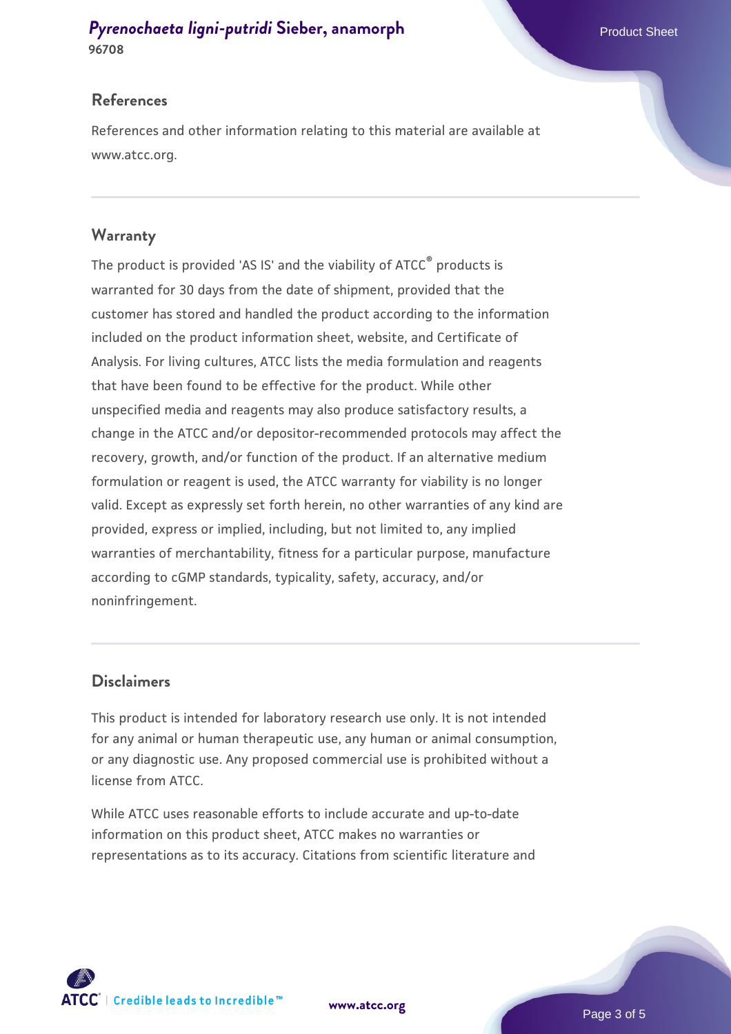## References

References and other information relating to this material are available at www.atcc.org.

## Warranty

The product is provided 'AS IS' and the viability of ATCC® products is warranted for 30 days from the date of shipment, provided that the customer has stored and handled the product according to the information included on the product information sheet, website, and Certificate of Analysis. For living cultures, ATCC lists the media formulation and reagents that have been found to be effective for the product. While other unspecified media and reagents may also produce satisfactory results, a change in the ATCC and/or depositor-recommended protocols may affect the recovery, growth, and/or function of the product. If an alternative medium formulation or reagent is used, the ATCC warranty for viability is no longer valid. Except as expressly set forth herein, no other warranties of any kind are provided, express or implied, including, but not limited to, any implied warranties of merchantability, fitness for a particular purpose, manufacture according to cGMP standards, typicality, safety, accuracy, and/or noninfringement.

## Disclaimers

This product is intended for laboratory research use only. It is not intended for any animal or human therapeutic use, any human or animal consumption, or any diagnostic use. Any proposed commercial use is prohibited without a license from ATCC.

While ATCC uses reasonable efforts to include accurate and up-to-date information on this product sheet, ATCC makes no warranties or representations as to its accuracy. Citations from scientific literature and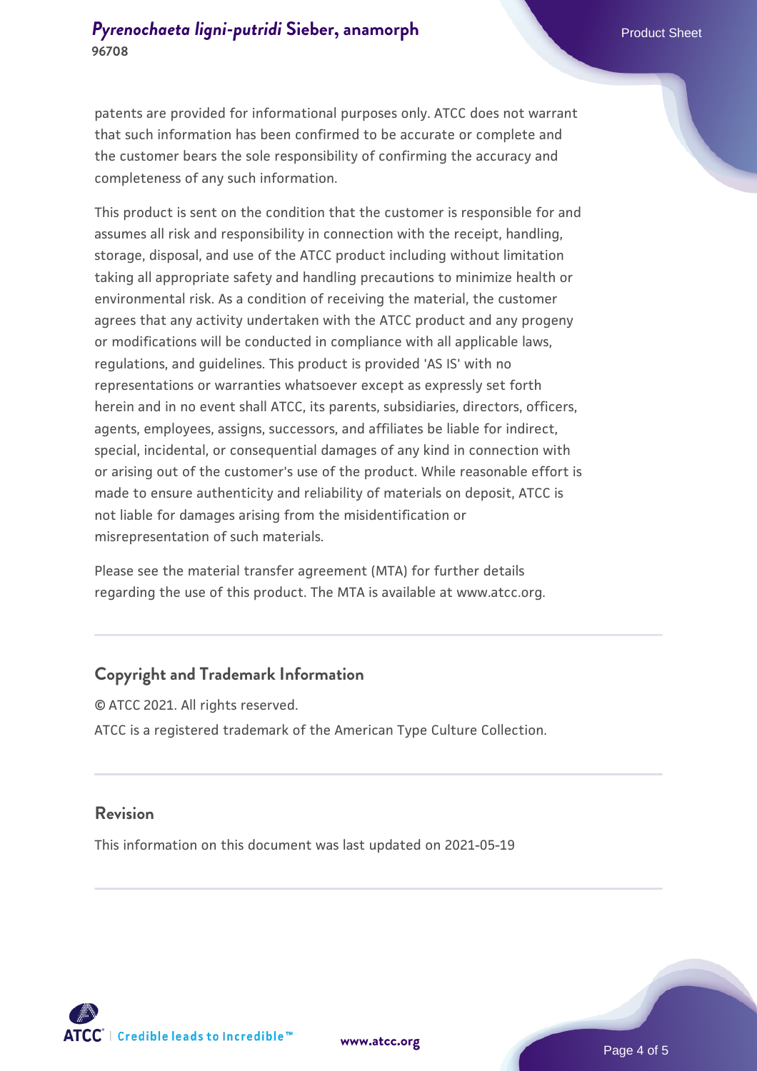patents are provided for informational purposes only. ATCC does not warrant that such information has been confirmed to be accurate or complete and the customer bears the sole responsibility of confirming the accuracy and completeness of any such information.

This product is sent on the condition that the customer is responsible for and assumes all risk and responsibility in connection with the receipt, handling, storage, disposal, and use of the ATCC product including without limitation taking all appropriate safety and handling precautions to minimize health or environmental risk. As a condition of receiving the material, the customer agrees that any activity undertaken with the ATCC product and any progeny or modifications will be conducted in compliance with all applicable laws, regulations, and guidelines. This product is provided 'AS IS' with no representations or warranties whatsoever except as expressly set forth herein and in no event shall ATCC, its parents, subsidiaries, directors, officers, agents, employees, assigns, successors, and affiliates be liable for indirect, special, incidental, or consequential damages of any kind in connection with or arising out of the customer's use of the product. While reasonable effort is made to ensure authenticity and reliability of materials on deposit, ATCC is not liable for damages arising from the misidentification or misrepresentation of such materials.

Please see the material transfer agreement (MTA) for further details regarding the use of this product. The MTA is available at www.atcc.org.

## Copyright and Trademark Information

© ATCC 2021. All rights reserved.

ATCC is a registered trademark of the American Type Culture Collection.

## Revision

This information on this document was last updated on 2021-05-19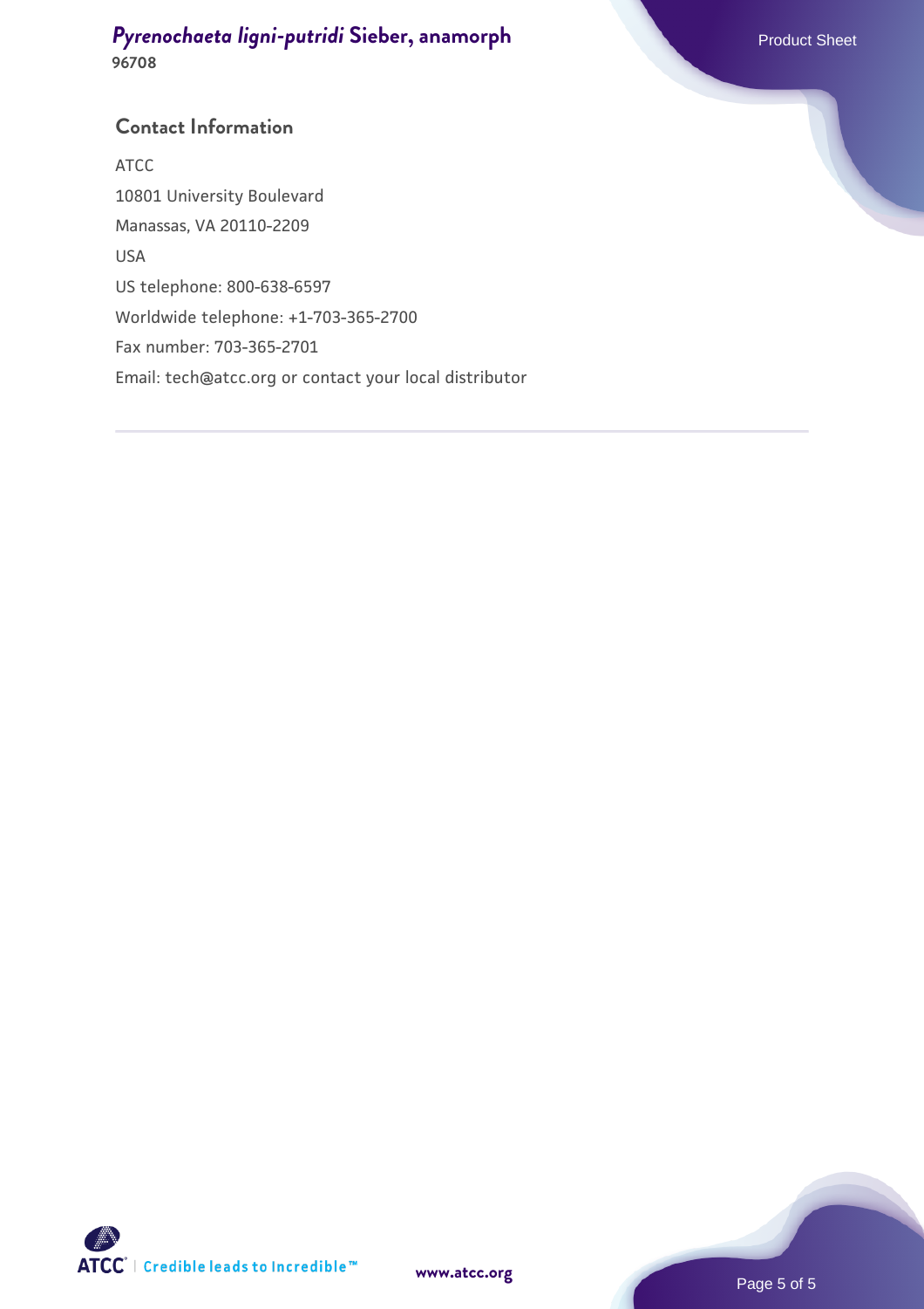## Contact Information

ATCC

10801 University Boulevard

Manassas, VA 20110-2209

USA

US telephone: 800-638-6597

Worldwide telephone: +1-703-365-2700

Fax number: 703-365-2701

Email: tech@atcc.org or contact your local distributor